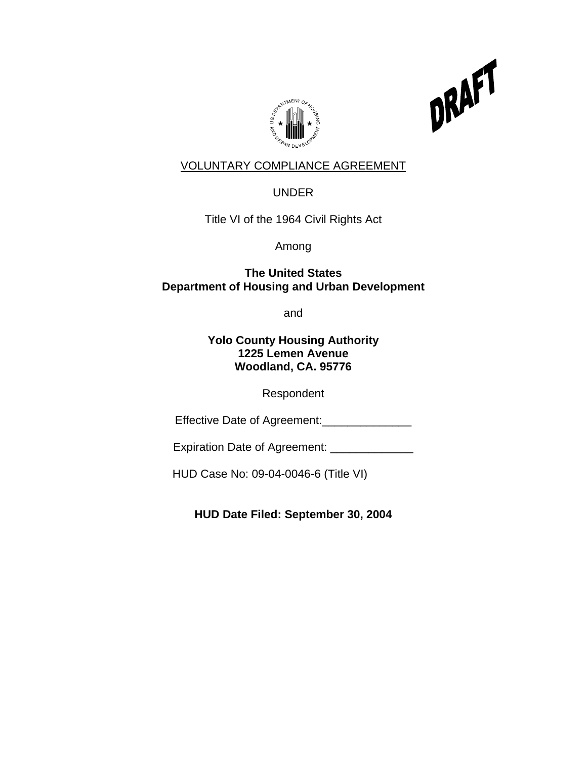DRAFT

VOLUNTARY COMPLIANCE AGREEMENT

UNDER

Title VI of the 1964 Civil Rights Act

Among

**The United States**
**Department of Housing and Urban Development**

and

**Yolo County Housing Authority**
**1225 Lemen Avenue**
**Woodland, CA. 95776**

Respondent

Effective Date of Agreement:______________

Expiration Date of Agreement: _____________

HUD Case No: 09-04-0046-6 (Title VI)

**HUD Date Filed: September 30, 2004**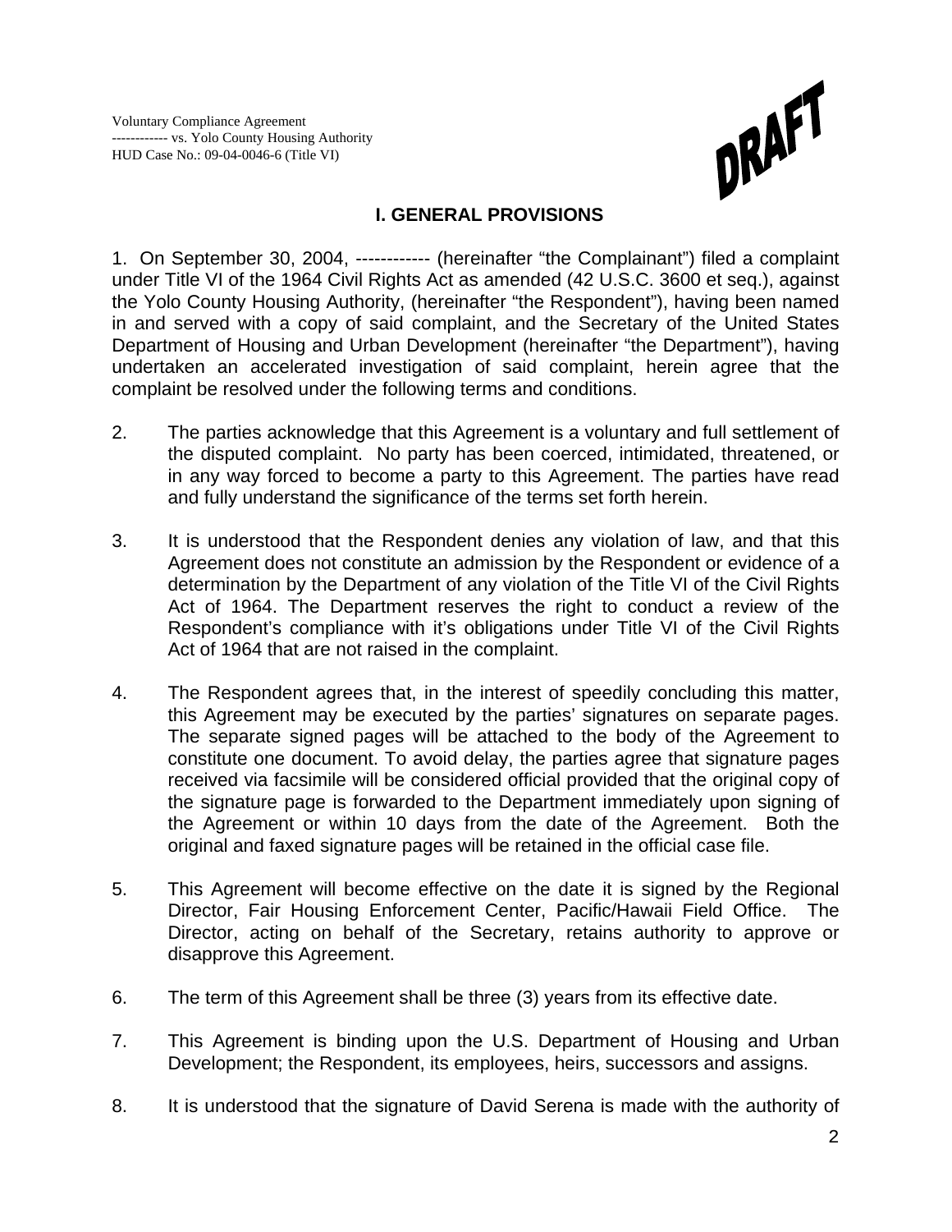## I. GENERAL PROVISIONS

1. On September 30, 2004, ------------ (hereinafter "the Complainant") filed a complaint under Title VI of the 1964 Civil Rights Act as amended (42 U.S.C. 3600 et seq.), against the Yolo County Housing Authority, (hereinafter "the Respondent"), having been named in and served with a copy of said complaint, and the Secretary of the United States Department of Housing and Urban Development (hereinafter "the Department"), having undertaken an accelerated investigation of said complaint, herein agree that the complaint be resolved under the following terms and conditions.

2. The parties acknowledge that this Agreement is a voluntary and full settlement of the disputed complaint. No party has been coerced, intimidated, threatened, or in any way forced to become a party to this Agreement. The parties have read and fully understand the significance of the terms set forth herein.

3. It is understood that the Respondent denies any violation of law, and that this Agreement does not constitute an admission by the Respondent or evidence of a determination by the Department of any violation of the Title VI of the Civil Rights Act of 1964. The Department reserves the right to conduct a review of the Respondent's compliance with it's obligations under Title VI of the Civil Rights Act of 1964 that are not raised in the complaint.

4. The Respondent agrees that, in the interest of speedily concluding this matter, this Agreement may be executed by the parties' signatures on separate pages. The separate signed pages will be attached to the body of the Agreement to constitute one document. To avoid delay, the parties agree that signature pages received via facsimile will be considered official provided that the original copy of the signature page is forwarded to the Department immediately upon signing of the Agreement or within 10 days from the date of the Agreement. Both the original and faxed signature pages will be retained in the official case file.

5. This Agreement will become effective on the date it is signed by the Regional Director, Fair Housing Enforcement Center, Pacific/Hawaii Field Office. The Director, acting on behalf of the Secretary, retains authority to approve or disapprove this Agreement.

6. The term of this Agreement shall be three (3) years from its effective date.

7. This Agreement is binding upon the U.S. Department of Housing and Urban Development; the Respondent, its employees, heirs, successors and assigns.

8. It is understood that the signature of David Serena is made with the authority of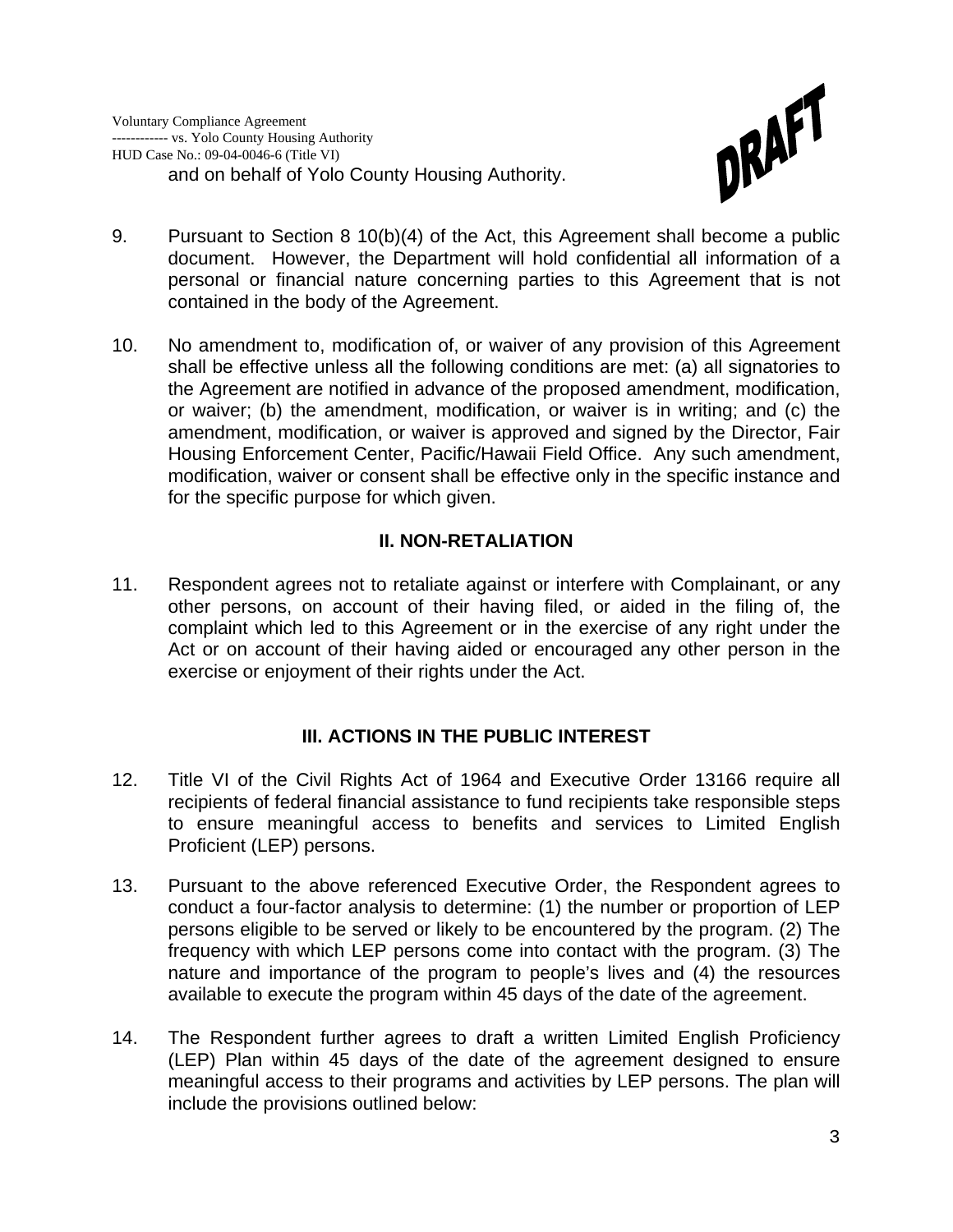and on behalf of Yolo County Housing Authority.

9. Pursuant to Section 8 10(b)(4) of the Act, this Agreement shall become a public document. However, the Department will hold confidential all information of a personal or financial nature concerning parties to this Agreement that is not contained in the body of the Agreement.

10. No amendment to, modification of, or waiver of any provision of this Agreement shall be effective unless all the following conditions are met: (a) all signatories to the Agreement are notified in advance of the proposed amendment, modification, or waiver; (b) the amendment, modification, or waiver is in writing; and (c) the amendment, modification, or waiver is approved and signed by the Director, Fair Housing Enforcement Center, Pacific/Hawaii Field Office. Any such amendment, modification, waiver or consent shall be effective only in the specific instance and for the specific purpose for which given.

## II. NON-RETALIATION

11. Respondent agrees not to retaliate against or interfere with Complainant, or any other persons, on account of their having filed, or aided in the filing of, the complaint which led to this Agreement or in the exercise of any right under the Act or on account of their having aided or encouraged any other person in the exercise or enjoyment of their rights under the Act.

## III. ACTIONS IN THE PUBLIC INTEREST

12. Title VI of the Civil Rights Act of 1964 and Executive Order 13166 require all recipients of federal financial assistance to fund recipients take responsible steps to ensure meaningful access to benefits and services to Limited English Proficient (LEP) persons.

13. Pursuant to the above referenced Executive Order, the Respondent agrees to conduct a four-factor analysis to determine: (1) the number or proportion of LEP persons eligible to be served or likely to be encountered by the program. (2) The frequency with which LEP persons come into contact with the program. (3) The nature and importance of the program to people's lives and (4) the resources available to execute the program within 45 days of the date of the agreement.

14. The Respondent further agrees to draft a written Limited English Proficiency (LEP) Plan within 45 days of the date of the agreement designed to ensure meaningful access to their programs and activities by LEP persons. The plan will include the provisions outlined below: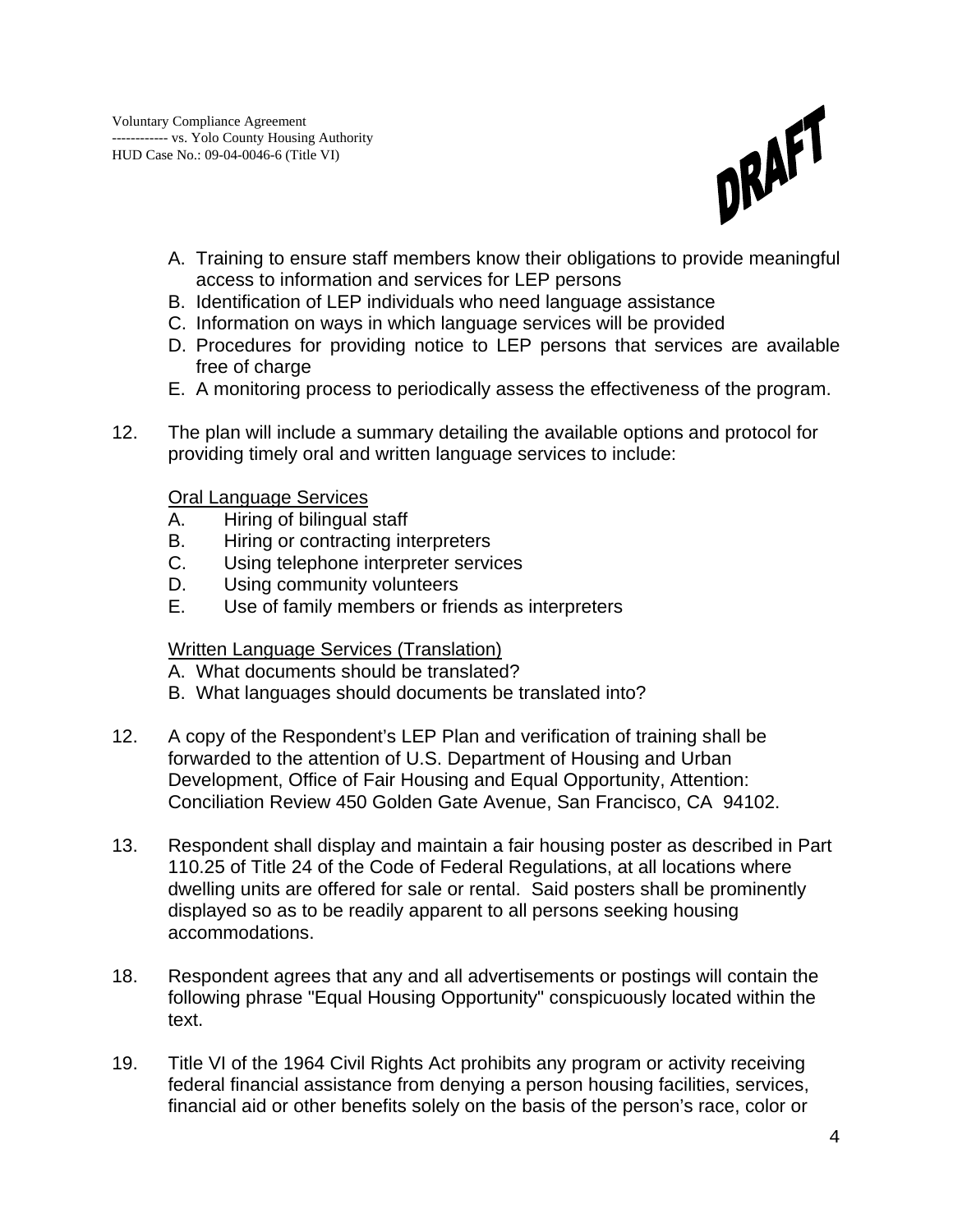A. Training to ensure staff members know their obligations to provide meaningful access to information and services for LEP persons
B. Identification of LEP individuals who need language assistance
C. Information on ways in which language services will be provided
D. Procedures for providing notice to LEP persons that services are available free of charge
E. A monitoring process to periodically assess the effectiveness of the program.

12. The plan will include a summary detailing the available options and protocol for providing timely oral and written language services to include:

    Oral Language Services
    A. Hiring of bilingual staff
    B. Hiring or contracting interpreters
    C. Using telephone interpreter services
    D. Using community volunteers
    E. Use of family members or friends as interpreters

    Written Language Services (Translation)
    A. What documents should be translated?
    B. What languages should documents be translated into?

12. A copy of the Respondent's LEP Plan and verification of training shall be forwarded to the attention of U.S. Department of Housing and Urban Development, Office of Fair Housing and Equal Opportunity, Attention: Conciliation Review 450 Golden Gate Avenue, San Francisco, CA 94102.

13. Respondent shall display and maintain a fair housing poster as described in Part 110.25 of Title 24 of the Code of Federal Regulations, at all locations where dwelling units are offered for sale or rental. Said posters shall be prominently displayed so as to be readily apparent to all persons seeking housing accommodations.

18. Respondent agrees that any and all advertisements or postings will contain the following phrase "Equal Housing Opportunity" conspicuously located within the text.

19. Title VI of the 1964 Civil Rights Act prohibits any program or activity receiving federal financial assistance from denying a person housing facilities, services, financial aid or other benefits solely on the basis of the person's race, color or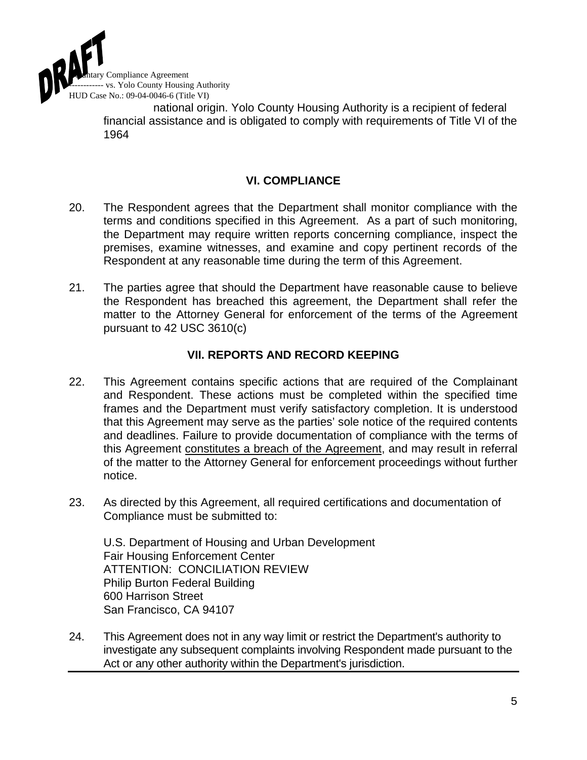national origin. Yolo County Housing Authority is a recipient of federal financial assistance and is obligated to comply with requirements of Title VI of the 1964

## VI. COMPLIANCE

20. The Respondent agrees that the Department shall monitor compliance with the terms and conditions specified in this Agreement. As a part of such monitoring, the Department may require written reports concerning compliance, inspect the premises, examine witnesses, and examine and copy pertinent records of the Respondent at any reasonable time during the term of this Agreement.

21. The parties agree that should the Department have reasonable cause to believe the Respondent has breached this agreement, the Department shall refer the matter to the Attorney General for enforcement of the terms of the Agreement pursuant to 42 USC 3610(c)

## VII. REPORTS AND RECORD KEEPING

22. This Agreement contains specific actions that are required of the Complainant and Respondent. These actions must be completed within the specified time frames and the Department must verify satisfactory completion. It is understood that this Agreement may serve as the parties' sole notice of the required contents and deadlines. Failure to provide documentation of compliance with the terms of this Agreement <u>constitutes a breach of the Agreement</u>, and may result in referral of the matter to the Attorney General for enforcement proceedings without further notice.

23. As directed by this Agreement, all required certifications and documentation of Compliance must be submitted to:

    U.S. Department of Housing and Urban Development
    Fair Housing Enforcement Center
    ATTENTION: CONCILIATION REVIEW
    Philip Burton Federal Building
    600 Harrison Street
    San Francisco, CA 94107

24. This Agreement does not in any way limit or restrict the Department's authority to investigate any subsequent complaints involving Respondent made pursuant to the Act or any other authority within the Department's jurisdiction.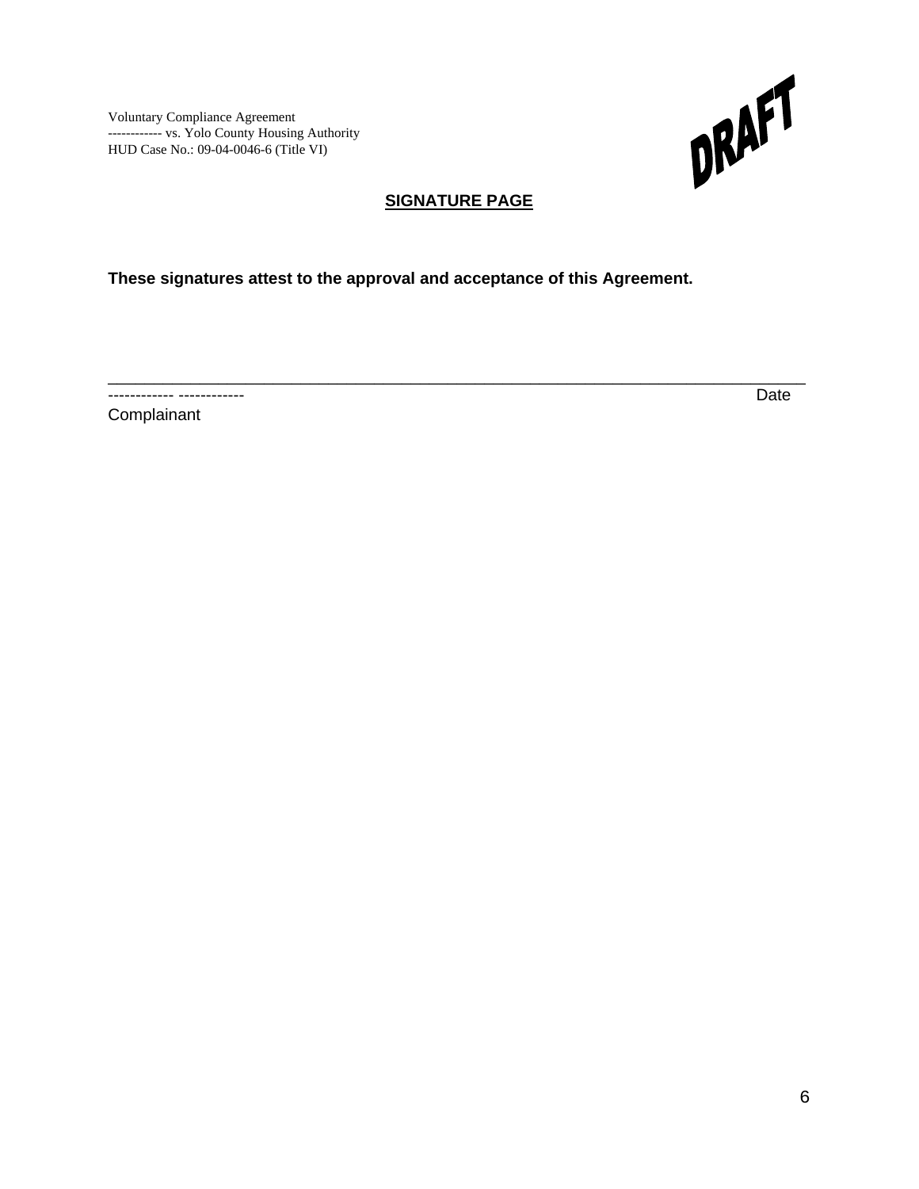## SIGNATURE PAGE

**These signatures attest to the approval and acceptance of this Agreement.**

\_\_\_\_\_\_\_\_\_\_\_\_\_\_\_\_\_\_\_\_\_\_\_\_\_\_\_\_\_\_\_\_\_\_\_\_\_\_\_\_\_\_\_\_\_\_\_\_\_\_\_\_\_\_\_\_\_\_\_\_\_\_\_\_\_\_\_\_\_\_\_\_\_\_\_\_\_\_

------------ ------------ Date

Complainant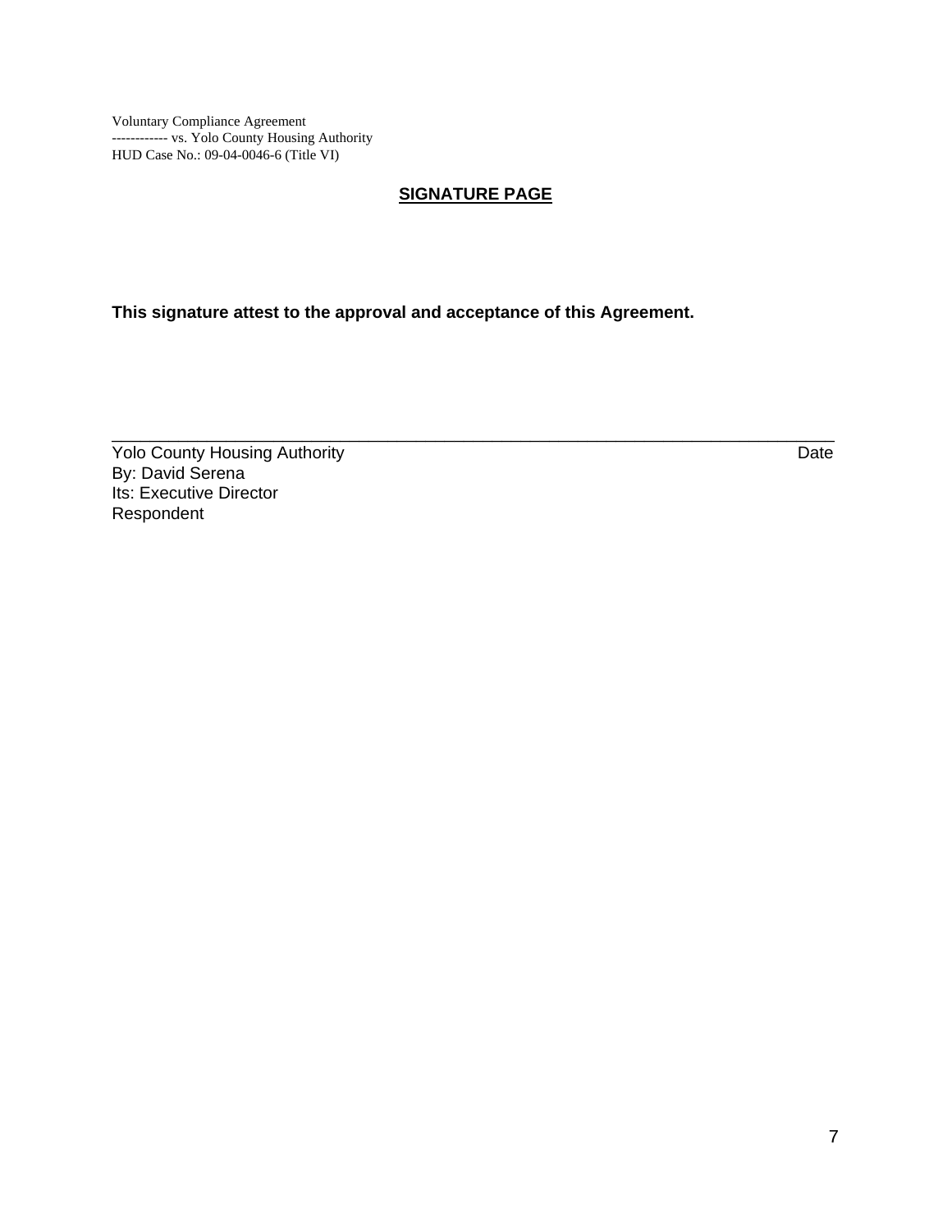Voluntary Compliance Agreement
------------ vs. Yolo County Housing Authority
HUD Case No.: 09-04-0046-6 (Title VI)

## SIGNATURE PAGE

**This signature attest to the approval and acceptance of this Agreement.**

\_\_\_\_\_\_\_\_\_\_\_\_\_\_\_\_\_\_\_\_\_\_\_\_\_\_\_\_\_\_\_\_\_\_\_\_\_\_\_\_\_\_\_\_\_\_\_\_\_\_\_\_\_\_\_\_\_\_\_\_\_\_\_\_\_\_\_\_\_\_\_\_

Yolo County Housing Authority                                                                                    Date
By: David Serena
Its: Executive Director
Respondent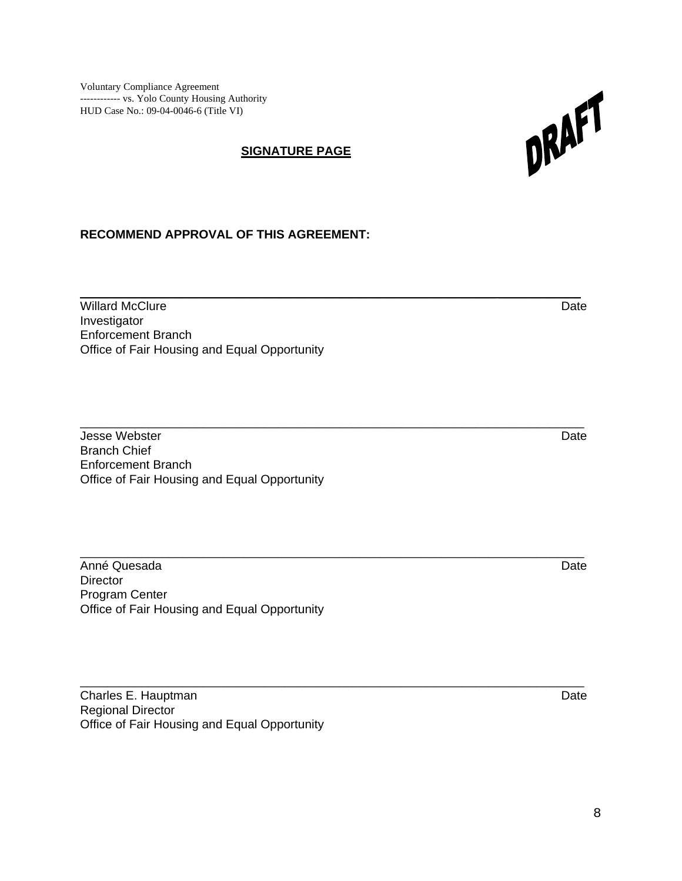Voluntary Compliance Agreement
------------ vs. Yolo County Housing Authority
HUD Case No.: 09-04-0046-6 (Title VI)

DRAFT

**SIGNATURE PAGE**

**RECOMMEND APPROVAL OF THIS AGREEMENT:**

\_\_\_\_\_\_\_\_\_\_\_\_\_\_\_\_\_\_\_\_\_\_\_\_\_\_\_\_\_\_\_\_\_\_\_\_\_\_\_\_\_\_\_\_\_\_\_\_\_\_\_\_\_\_\_\_\_\_\_\_\_\_\_\_\_\_\_\_\_\_

Willard McClure Date
Investigator
Enforcement Branch
Office of Fair Housing and Equal Opportunity

\_\_\_\_\_\_\_\_\_\_\_\_\_\_\_\_\_\_\_\_\_\_\_\_\_\_\_\_\_\_\_\_\_\_\_\_\_\_\_\_\_\_\_\_\_\_\_\_\_\_\_\_\_\_\_\_\_\_\_\_\_\_\_\_\_\_\_\_\_\_

Jesse Webster Date
Branch Chief
Enforcement Branch
Office of Fair Housing and Equal Opportunity

\_\_\_\_\_\_\_\_\_\_\_\_\_\_\_\_\_\_\_\_\_\_\_\_\_\_\_\_\_\_\_\_\_\_\_\_\_\_\_\_\_\_\_\_\_\_\_\_\_\_\_\_\_\_\_\_\_\_\_\_\_\_\_\_\_\_\_\_\_\_

Anné Quesada Date
Director
Program Center
Office of Fair Housing and Equal Opportunity

\_\_\_\_\_\_\_\_\_\_\_\_\_\_\_\_\_\_\_\_\_\_\_\_\_\_\_\_\_\_\_\_\_\_\_\_\_\_\_\_\_\_\_\_\_\_\_\_\_\_\_\_\_\_\_\_\_\_\_\_\_\_\_\_\_\_\_\_\_\_

Charles E. Hauptman Date
Regional Director
Office of Fair Housing and Equal Opportunity